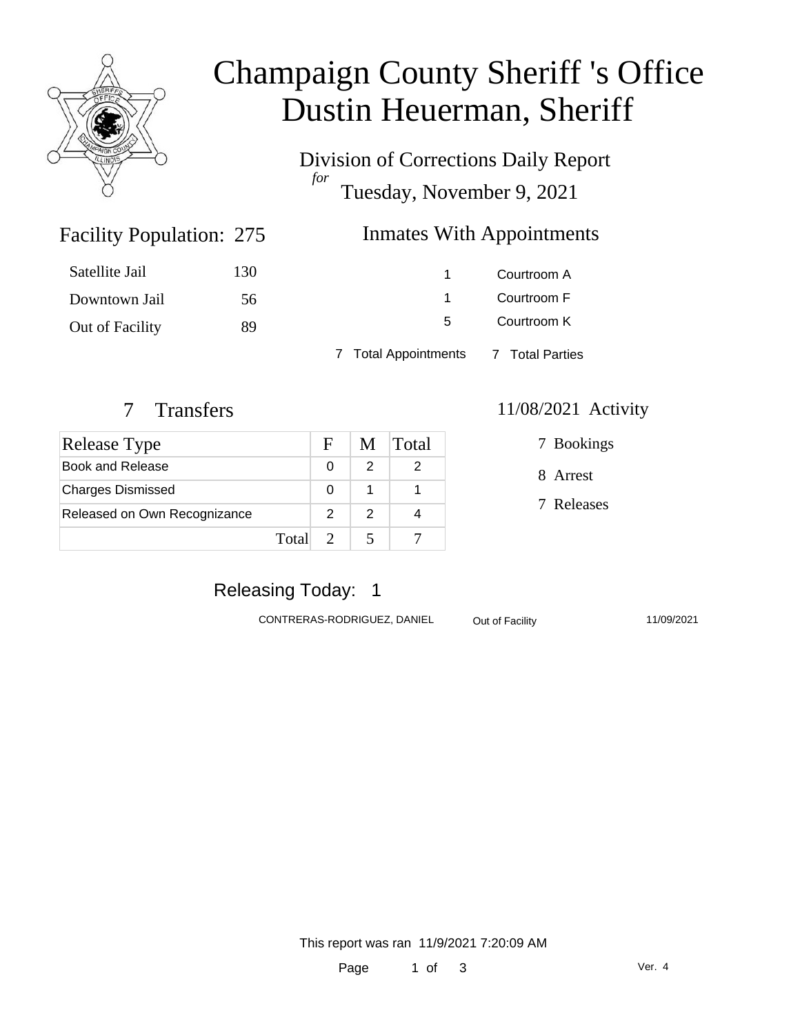# Champaign County Sheriff 's Office
# Dustin Heuerman, Sheriff

## Division of Corrections Daily Report

*for*

Tuesday, November 9, 2021

## Facility Population: 275

| | |
|---|---|
| Satellite Jail | 130 |
| Downtown Jail | 56 |
| Out of Facility | 89 |

## Inmates With Appointments

| | |
|---|---|
| 1 | Courtroom A |
| 1 | Courtroom F |
| 5 | Courtroom K |

7 Total Appointments  7 Total Parties

## 7 Transfers

| Release Type | F | M | Total |
|---|---|---|---|
| Book and Release | 0 | 2 | 2 |
| Charges Dismissed | 0 | 1 | 1 |
| Released on Own Recognizance | 2 | 2 | 4 |
| Total | 2 | 5 | 7 |

## 11/08/2021 Activity

7 Bookings

8 Arrest

7 Releases

## Releasing Today: 1

| | | |
|---|---|---|
| CONTRERAS-RODRIGUEZ, DANIEL | Out of Facility | 11/09/2021 |

This report was ran 11/9/2021 7:20:09 AM

Ver. 4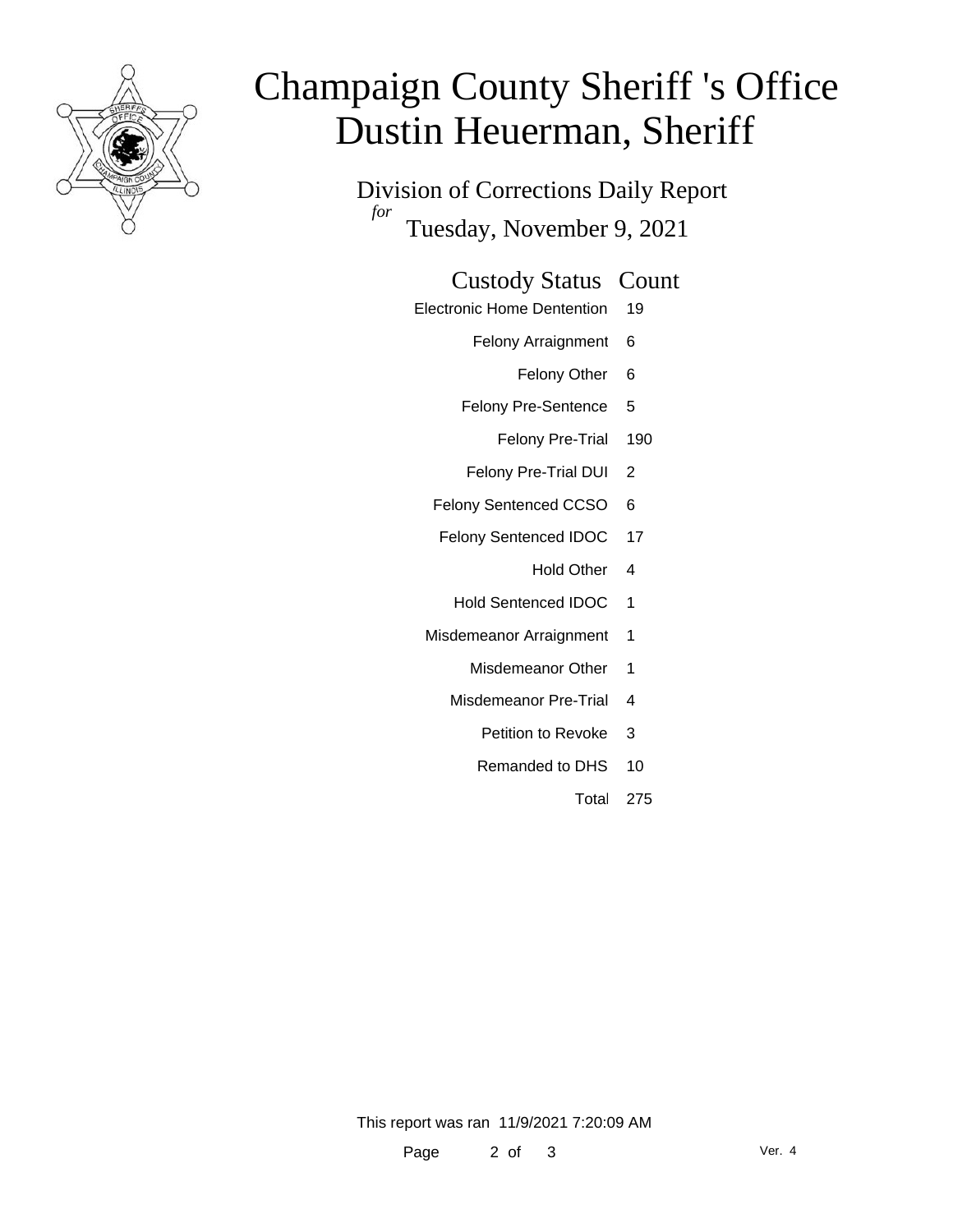# Champaign County Sheriff 's Office
# Dustin Heuerman, Sheriff

Division of Corrections Daily Report
*for*
Tuesday, November 9, 2021

| Custody Status | Count |
|---|---|
| Electronic Home Dentention | 19 |
| Felony Arraignment | 6 |
| Felony Other | 6 |
| Felony Pre-Sentence | 5 |
| Felony Pre-Trial | 190 |
| Felony Pre-Trial DUI | 2 |
| Felony Sentenced CCSO | 6 |
| Felony Sentenced IDOC | 17 |
| Hold Other | 4 |
| Hold Sentenced IDOC | 1 |
| Misdemeanor Arraignment | 1 |
| Misdemeanor Other | 1 |
| Misdemeanor Pre-Trial | 4 |
| Petition to Revoke | 3 |
| Remanded to DHS | 10 |
| Total | 275 |

This report was ran 11/9/2021 7:20:09 AM

Ver. 4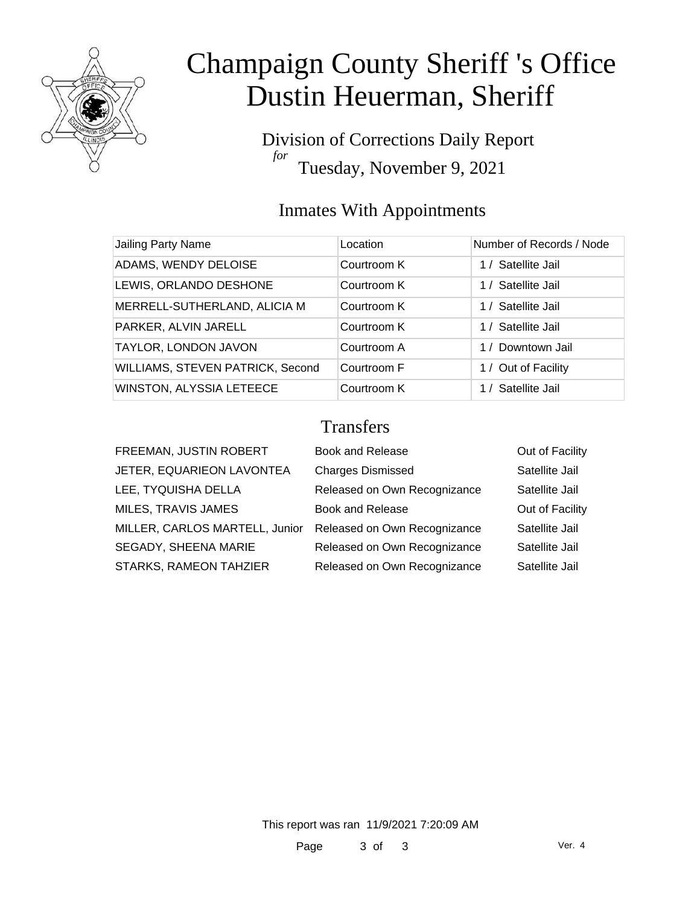# Champaign County Sheriff 's Office
# Dustin Heuerman, Sheriff

Division of Corrections Daily Report
*for*
Tuesday, November 9, 2021

## Inmates With Appointments

| Jailing Party Name | Location | Number of Records / Node |
|---|---|---|
| ADAMS, WENDY DELOISE | Courtroom K | 1 / Satellite Jail |
| LEWIS, ORLANDO DESHONE | Courtroom K | 1 / Satellite Jail |
| MERRELL-SUTHERLAND, ALICIA M | Courtroom K | 1 / Satellite Jail |
| PARKER, ALVIN JARELL | Courtroom K | 1 / Satellite Jail |
| TAYLOR, LONDON JAVON | Courtroom A | 1 / Downtown Jail |
| WILLIAMS, STEVEN PATRICK, Second | Courtroom F | 1 / Out of Facility |
| WINSTON, ALYSSIA LETEECE | Courtroom K | 1 / Satellite Jail |

## Transfers

| | | |
|---|---|---|
| FREEMAN, JUSTIN ROBERT | Book and Release | Out of Facility |
| JETER, EQUARIEON LAVONTEA | Charges Dismissed | Satellite Jail |
| LEE, TYQUISHA DELLA | Released on Own Recognizance | Satellite Jail |
| MILES, TRAVIS JAMES | Book and Release | Out of Facility |
| MILLER, CARLOS MARTELL, Junior | Released on Own Recognizance | Satellite Jail |
| SEGADY, SHEENA MARIE | Released on Own Recognizance | Satellite Jail |
| STARKS, RAMEON TAHZIER | Released on Own Recognizance | Satellite Jail |

This report was ran 11/9/2021 7:20:09 AM

Ver. 4